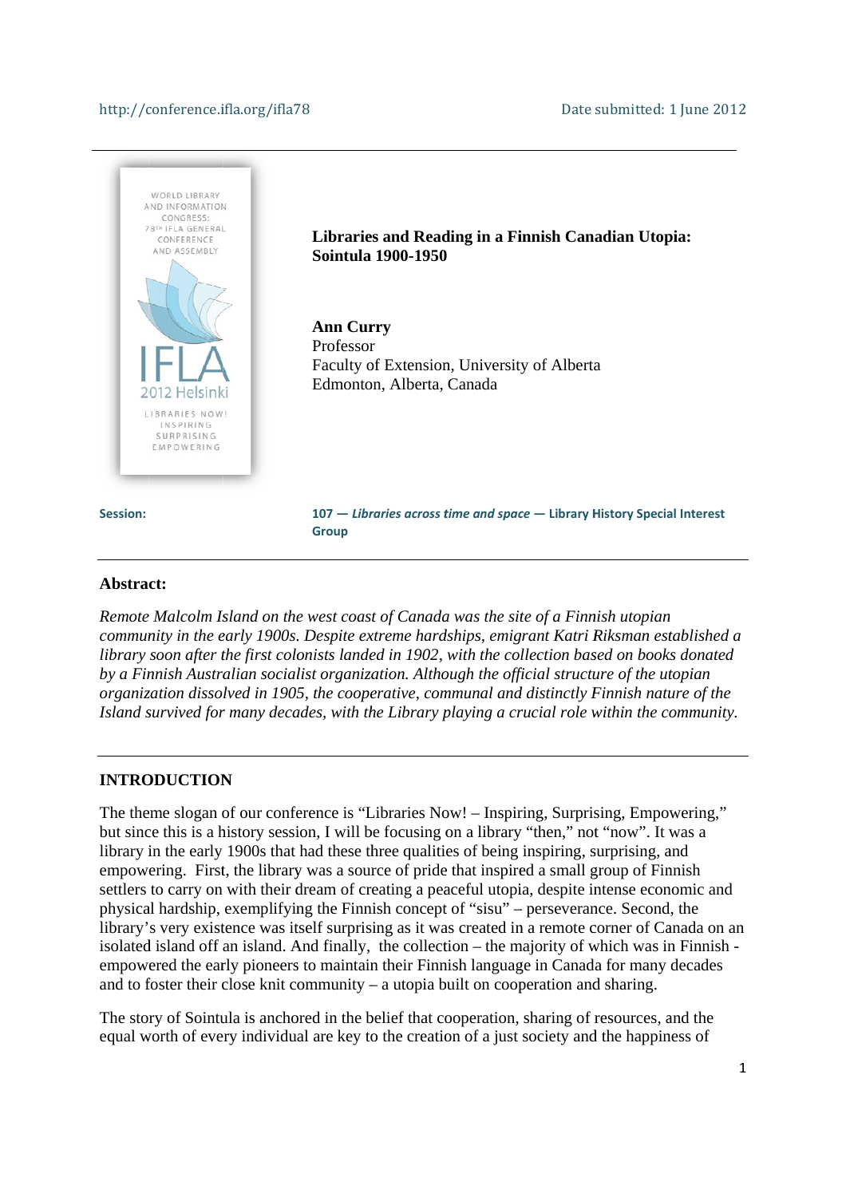http://conference.ifla.org/ifla78 Date submitted: 1 June 2012

WORLD LIBRARY AND INFORMATION CONGRESS: 78TH IFLA GENERAL CONFERENCE AND ASSEMBLY

IFLA 2012 Helsinki

LIBRARIES NOW! INSPIRING SURPRISING EMPOWERING

# Libraries and Reading in a Finnish Canadian Utopia: Sointula 1900-1950

**Ann Curry**
Professor
Faculty of Extension, University of Alberta
Edmonton, Alberta, Canada

**Session:** 107 — ***Libraries across time and space*** — **Library History Special Interest Group**

---

**Abstract:**

*Remote Malcolm Island on the west coast of Canada was the site of a Finnish utopian community in the early 1900s. Despite extreme hardships, emigrant Katri Riksman established a library soon after the first colonists landed in 1902, with the collection based on books donated by a Finnish Australian socialist organization. Although the official structure of the utopian organization dissolved in 1905, the cooperative, communal and distinctly Finnish nature of the Island survived for many decades, with the Library playing a crucial role within the community.*

---

## INTRODUCTION

The theme slogan of our conference is "Libraries Now! – Inspiring, Surprising, Empowering," but since this is a history session, I will be focusing on a library "then," not "now". It was a library in the early 1900s that had these three qualities of being inspiring, surprising, and empowering. First, the library was a source of pride that inspired a small group of Finnish settlers to carry on with their dream of creating a peaceful utopia, despite intense economic and physical hardship, exemplifying the Finnish concept of "sisu" – perseverance. Second, the library's very existence was itself surprising as it was created in a remote corner of Canada on an isolated island off an island. And finally, the collection – the majority of which was in Finnish - empowered the early pioneers to maintain their Finnish language in Canada for many decades and to foster their close knit community – a utopia built on cooperation and sharing.

The story of Sointula is anchored in the belief that cooperation, sharing of resources, and the equal worth of every individual are key to the creation of a just society and the happiness of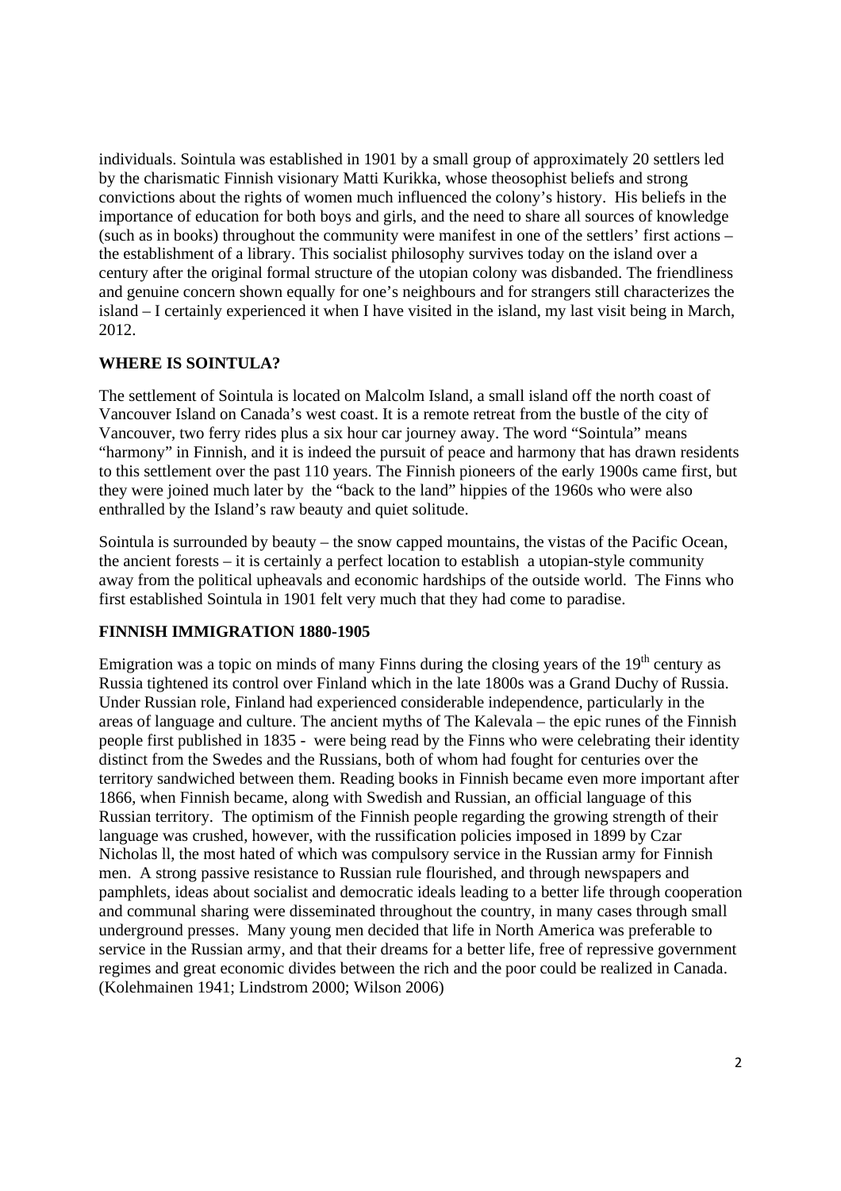individuals. Sointula was established in 1901 by a small group of approximately 20 settlers led by the charismatic Finnish visionary Matti Kurikka, whose theosophist beliefs and strong convictions about the rights of women much influenced the colony's history. His beliefs in the importance of education for both boys and girls, and the need to share all sources of knowledge (such as in books) throughout the community were manifest in one of the settlers' first actions – the establishment of a library. This socialist philosophy survives today on the island over a century after the original formal structure of the utopian colony was disbanded. The friendliness and genuine concern shown equally for one's neighbours and for strangers still characterizes the island – I certainly experienced it when I have visited in the island, my last visit being in March, 2012.

## WHERE IS SOINTULA?

The settlement of Sointula is located on Malcolm Island, a small island off the north coast of Vancouver Island on Canada's west coast. It is a remote retreat from the bustle of the city of Vancouver, two ferry rides plus a six hour car journey away. The word "Sointula" means "harmony" in Finnish, and it is indeed the pursuit of peace and harmony that has drawn residents to this settlement over the past 110 years. The Finnish pioneers of the early 1900s came first, but they were joined much later by the "back to the land" hippies of the 1960s who were also enthralled by the Island's raw beauty and quiet solitude.

Sointula is surrounded by beauty – the snow capped mountains, the vistas of the Pacific Ocean, the ancient forests – it is certainly a perfect location to establish a utopian-style community away from the political upheavals and economic hardships of the outside world. The Finns who first established Sointula in 1901 felt very much that they had come to paradise.

## FINNISH IMMIGRATION 1880-1905

Emigration was a topic on minds of many Finns during the closing years of the 19th century as Russia tightened its control over Finland which in the late 1800s was a Grand Duchy of Russia. Under Russian role, Finland had experienced considerable independence, particularly in the areas of language and culture. The ancient myths of The Kalevala – the epic runes of the Finnish people first published in 1835 - were being read by the Finns who were celebrating their identity distinct from the Swedes and the Russians, both of whom had fought for centuries over the territory sandwiched between them. Reading books in Finnish became even more important after 1866, when Finnish became, along with Swedish and Russian, an official language of this Russian territory. The optimism of the Finnish people regarding the growing strength of their language was crushed, however, with the russification policies imposed in 1899 by Czar Nicholas ll, the most hated of which was compulsory service in the Russian army for Finnish men. A strong passive resistance to Russian rule flourished, and through newspapers and pamphlets, ideas about socialist and democratic ideals leading to a better life through cooperation and communal sharing were disseminated throughout the country, in many cases through small underground presses. Many young men decided that life in North America was preferable to service in the Russian army, and that their dreams for a better life, free of repressive government regimes and great economic divides between the rich and the poor could be realized in Canada. (Kolehmainen 1941; Lindstrom 2000; Wilson 2006)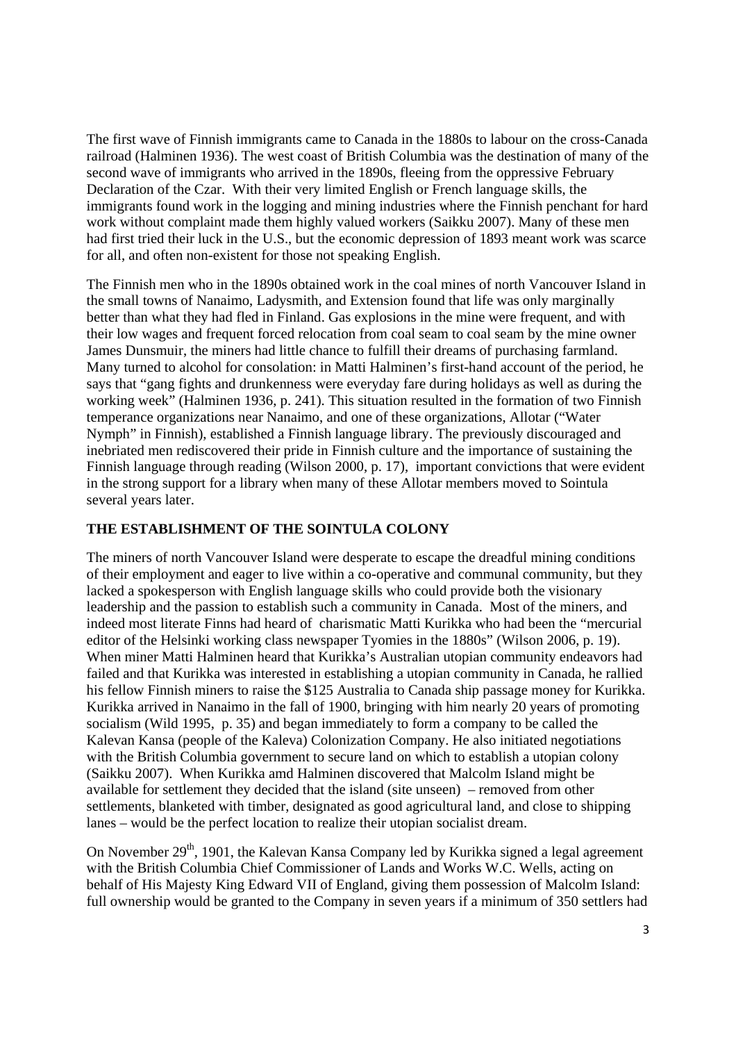The first wave of Finnish immigrants came to Canada in the 1880s to labour on the cross-Canada railroad (Halminen 1936). The west coast of British Columbia was the destination of many of the second wave of immigrants who arrived in the 1890s, fleeing from the oppressive February Declaration of the Czar. With their very limited English or French language skills, the immigrants found work in the logging and mining industries where the Finnish penchant for hard work without complaint made them highly valued workers (Saikku 2007). Many of these men had first tried their luck in the U.S., but the economic depression of 1893 meant work was scarce for all, and often non-existent for those not speaking English.

The Finnish men who in the 1890s obtained work in the coal mines of north Vancouver Island in the small towns of Nanaimo, Ladysmith, and Extension found that life was only marginally better than what they had fled in Finland. Gas explosions in the mine were frequent, and with their low wages and frequent forced relocation from coal seam to coal seam by the mine owner James Dunsmuir, the miners had little chance to fulfill their dreams of purchasing farmland. Many turned to alcohol for consolation: in Matti Halminen's first-hand account of the period, he says that "gang fights and drunkenness were everyday fare during holidays as well as during the working week" (Halminen 1936, p. 241). This situation resulted in the formation of two Finnish temperance organizations near Nanaimo, and one of these organizations, Allotar ("Water Nymph" in Finnish), established a Finnish language library. The previously discouraged and inebriated men rediscovered their pride in Finnish culture and the importance of sustaining the Finnish language through reading (Wilson 2000, p. 17), important convictions that were evident in the strong support for a library when many of these Allotar members moved to Sointula several years later.

## THE ESTABLISHMENT OF THE SOINTULA COLONY

The miners of north Vancouver Island were desperate to escape the dreadful mining conditions of their employment and eager to live within a co-operative and communal community, but they lacked a spokesperson with English language skills who could provide both the visionary leadership and the passion to establish such a community in Canada. Most of the miners, and indeed most literate Finns had heard of charismatic Matti Kurikka who had been the "mercurial editor of the Helsinki working class newspaper Tyomies in the 1880s" (Wilson 2006, p. 19). When miner Matti Halminen heard that Kurikka's Australian utopian community endeavors had failed and that Kurikka was interested in establishing a utopian community in Canada, he rallied his fellow Finnish miners to raise the $125 Australia to Canada ship passage money for Kurikka. Kurikka arrived in Nanaimo in the fall of 1900, bringing with him nearly 20 years of promoting socialism (Wild 1995, p. 35) and began immediately to form a company to be called the Kalevan Kansa (people of the Kaleva) Colonization Company. He also initiated negotiations with the British Columbia government to secure land on which to establish a utopian colony (Saikku 2007). When Kurikka amd Halminen discovered that Malcolm Island might be available for settlement they decided that the island (site unseen) – removed from other settlements, blanketed with timber, designated as good agricultural land, and close to shipping lanes – would be the perfect location to realize their utopian socialist dream.

On November 29th, 1901, the Kalevan Kansa Company led by Kurikka signed a legal agreement with the British Columbia Chief Commissioner of Lands and Works W.C. Wells, acting on behalf of His Majesty King Edward VII of England, giving them possession of Malcolm Island: full ownership would be granted to the Company in seven years if a minimum of 350 settlers had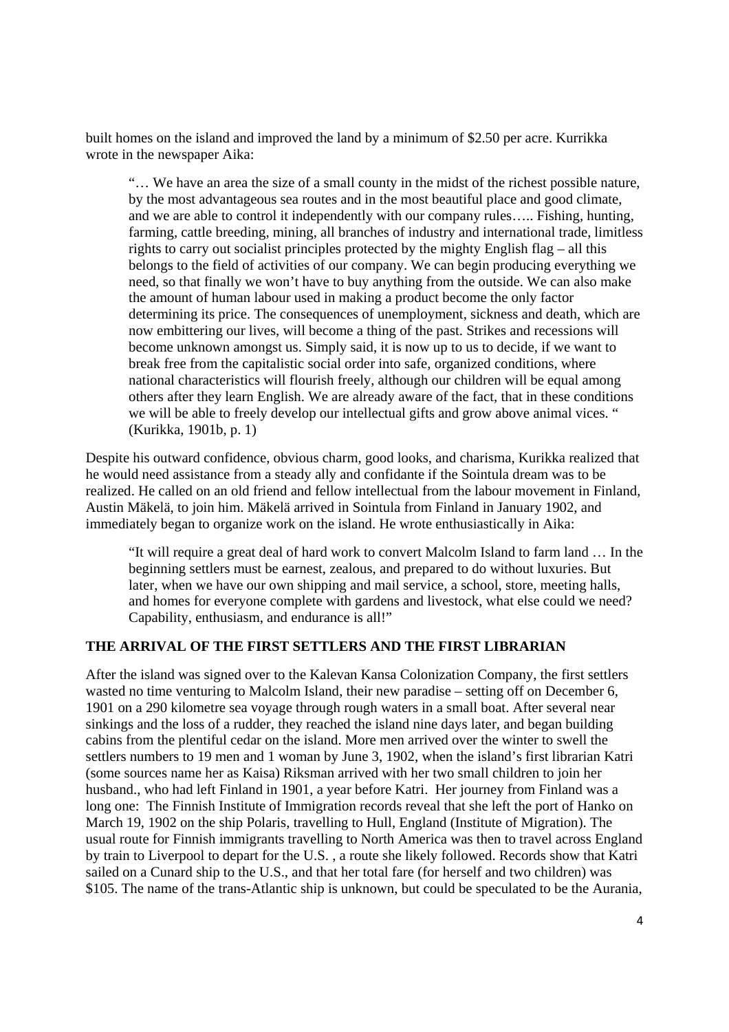built homes on the island and improved the land by a minimum of $2.50 per acre. Kurrikka wrote in the newspaper Aika:

> "… We have an area the size of a small county in the midst of the richest possible nature, by the most advantageous sea routes and in the most beautiful place and good climate, and we are able to control it independently with our company rules….. Fishing, hunting, farming, cattle breeding, mining, all branches of industry and international trade, limitless rights to carry out socialist principles protected by the mighty English flag – all this belongs to the field of activities of our company. We can begin producing everything we need, so that finally we won't have to buy anything from the outside. We can also make the amount of human labour used in making a product become the only factor determining its price. The consequences of unemployment, sickness and death, which are now embittering our lives, will become a thing of the past. Strikes and recessions will become unknown amongst us. Simply said, it is now up to us to decide, if we want to break free from the capitalistic social order into safe, organized conditions, where national characteristics will flourish freely, although our children will be equal among others after they learn English. We are already aware of the fact, that in these conditions we will be able to freely develop our intellectual gifts and grow above animal vices. " (Kurikka, 1901b, p. 1)

Despite his outward confidence, obvious charm, good looks, and charisma, Kurikka realized that he would need assistance from a steady ally and confidante if the Sointula dream was to be realized. He called on an old friend and fellow intellectual from the labour movement in Finland, Austin Mäkelä, to join him. Mäkelä arrived in Sointula from Finland in January 1902, and immediately began to organize work on the island. He wrote enthusiastically in Aika:

> "It will require a great deal of hard work to convert Malcolm Island to farm land … In the beginning settlers must be earnest, zealous, and prepared to do without luxuries. But later, when we have our own shipping and mail service, a school, store, meeting halls, and homes for everyone complete with gardens and livestock, what else could we need? Capability, enthusiasm, and endurance is all!"

## THE ARRIVAL OF THE FIRST SETTLERS AND THE FIRST LIBRARIAN

After the island was signed over to the Kalevan Kansa Colonization Company, the first settlers wasted no time venturing to Malcolm Island, their new paradise – setting off on December 6, 1901 on a 290 kilometre sea voyage through rough waters in a small boat. After several near sinkings and the loss of a rudder, they reached the island nine days later, and began building cabins from the plentiful cedar on the island. More men arrived over the winter to swell the settlers numbers to 19 men and 1 woman by June 3, 1902, when the island's first librarian Katri (some sources name her as Kaisa) Riksman arrived with her two small children to join her husband., who had left Finland in 1901, a year before Katri. Her journey from Finland was a long one: The Finnish Institute of Immigration records reveal that she left the port of Hanko on March 19, 1902 on the ship Polaris, travelling to Hull, England (Institute of Migration). The usual route for Finnish immigrants travelling to North America was then to travel across England by train to Liverpool to depart for the U.S. , a route she likely followed. Records show that Katri sailed on a Cunard ship to the U.S., and that her total fare (for herself and two children) was $105. The name of the trans-Atlantic ship is unknown, but could be speculated to be the Aurania,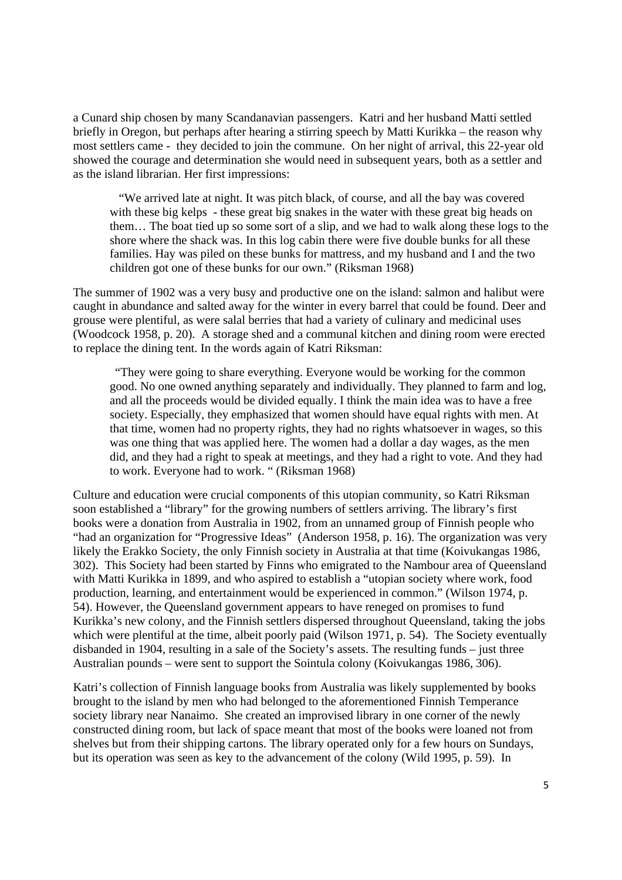a Cunard ship chosen by many Scandanavian passengers. Katri and her husband Matti settled briefly in Oregon, but perhaps after hearing a stirring speech by Matti Kurikka – the reason why most settlers came - they decided to join the commune. On her night of arrival, this 22-year old showed the courage and determination she would need in subsequent years, both as a settler and as the island librarian. Her first impressions:

> "We arrived late at night. It was pitch black, of course, and all the bay was covered with these big kelps - these great big snakes in the water with these great big heads on them… The boat tied up so some sort of a slip, and we had to walk along these logs to the shore where the shack was. In this log cabin there were five double bunks for all these families. Hay was piled on these bunks for mattress, and my husband and I and the two children got one of these bunks for our own." (Riksman 1968)

The summer of 1902 was a very busy and productive one on the island: salmon and halibut were caught in abundance and salted away for the winter in every barrel that could be found. Deer and grouse were plentiful, as were salal berries that had a variety of culinary and medicinal uses (Woodcock 1958, p. 20). A storage shed and a communal kitchen and dining room were erected to replace the dining tent. In the words again of Katri Riksman:

> "They were going to share everything. Everyone would be working for the common good. No one owned anything separately and individually. They planned to farm and log, and all the proceeds would be divided equally. I think the main idea was to have a free society. Especially, they emphasized that women should have equal rights with men. At that time, women had no property rights, they had no rights whatsoever in wages, so this was one thing that was applied here. The women had a dollar a day wages, as the men did, and they had a right to speak at meetings, and they had a right to vote. And they had to work. Everyone had to work. " (Riksman 1968)

Culture and education were crucial components of this utopian community, so Katri Riksman soon established a "library" for the growing numbers of settlers arriving. The library's first books were a donation from Australia in 1902, from an unnamed group of Finnish people who "had an organization for "Progressive Ideas" (Anderson 1958, p. 16). The organization was very likely the Erakko Society, the only Finnish society in Australia at that time (Koivukangas 1986, 302). This Society had been started by Finns who emigrated to the Nambour area of Queensland with Matti Kurikka in 1899, and who aspired to establish a "utopian society where work, food production, learning, and entertainment would be experienced in common." (Wilson 1974, p. 54). However, the Queensland government appears to have reneged on promises to fund Kurikka's new colony, and the Finnish settlers dispersed throughout Queensland, taking the jobs which were plentiful at the time, albeit poorly paid (Wilson 1971, p. 54). The Society eventually disbanded in 1904, resulting in a sale of the Society's assets. The resulting funds – just three Australian pounds – were sent to support the Sointula colony (Koivukangas 1986, 306).

Katri's collection of Finnish language books from Australia was likely supplemented by books brought to the island by men who had belonged to the aforementioned Finnish Temperance society library near Nanaimo. She created an improvised library in one corner of the newly constructed dining room, but lack of space meant that most of the books were loaned not from shelves but from their shipping cartons. The library operated only for a few hours on Sundays, but its operation was seen as key to the advancement of the colony (Wild 1995, p. 59). In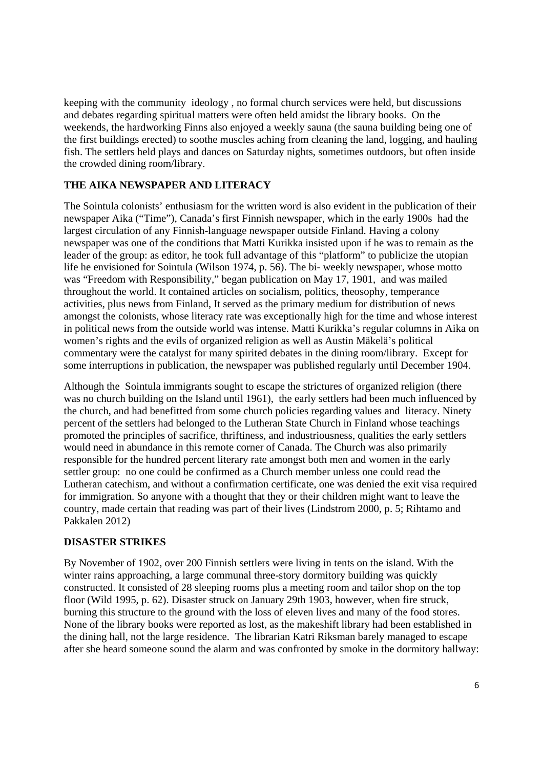keeping with the community ideology , no formal church services were held, but discussions and debates regarding spiritual matters were often held amidst the library books. On the weekends, the hardworking Finns also enjoyed a weekly sauna (the sauna building being one of the first buildings erected) to soothe muscles aching from cleaning the land, logging, and hauling fish. The settlers held plays and dances on Saturday nights, sometimes outdoors, but often inside the crowded dining room/library.

## THE AIKA NEWSPAPER AND LITERACY

The Sointula colonists' enthusiasm for the written word is also evident in the publication of their newspaper Aika ("Time"), Canada's first Finnish newspaper, which in the early 1900s had the largest circulation of any Finnish-language newspaper outside Finland. Having a colony newspaper was one of the conditions that Matti Kurikka insisted upon if he was to remain as the leader of the group: as editor, he took full advantage of this "platform" to publicize the utopian life he envisioned for Sointula (Wilson 1974, p. 56). The bi- weekly newspaper, whose motto was "Freedom with Responsibility," began publication on May 17, 1901, and was mailed throughout the world. It contained articles on socialism, politics, theosophy, temperance activities, plus news from Finland, It served as the primary medium for distribution of news amongst the colonists, whose literacy rate was exceptionally high for the time and whose interest in political news from the outside world was intense. Matti Kurikka's regular columns in Aika on women's rights and the evils of organized religion as well as Austin Mäkelä's political commentary were the catalyst for many spirited debates in the dining room/library. Except for some interruptions in publication, the newspaper was published regularly until December 1904.

Although the Sointula immigrants sought to escape the strictures of organized religion (there was no church building on the Island until 1961), the early settlers had been much influenced by the church, and had benefitted from some church policies regarding values and literacy. Ninety percent of the settlers had belonged to the Lutheran State Church in Finland whose teachings promoted the principles of sacrifice, thriftiness, and industriousness, qualities the early settlers would need in abundance in this remote corner of Canada. The Church was also primarily responsible for the hundred percent literary rate amongst both men and women in the early settler group: no one could be confirmed as a Church member unless one could read the Lutheran catechism, and without a confirmation certificate, one was denied the exit visa required for immigration. So anyone with a thought that they or their children might want to leave the country, made certain that reading was part of their lives (Lindstrom 2000, p. 5; Rihtamo and Pakkalen 2012)

## DISASTER STRIKES

By November of 1902, over 200 Finnish settlers were living in tents on the island. With the winter rains approaching, a large communal three-story dormitory building was quickly constructed. It consisted of 28 sleeping rooms plus a meeting room and tailor shop on the top floor (Wild 1995, p. 62). Disaster struck on January 29th 1903, however, when fire struck, burning this structure to the ground with the loss of eleven lives and many of the food stores. None of the library books were reported as lost, as the makeshift library had been established in the dining hall, not the large residence. The librarian Katri Riksman barely managed to escape after she heard someone sound the alarm and was confronted by smoke in the dormitory hallway: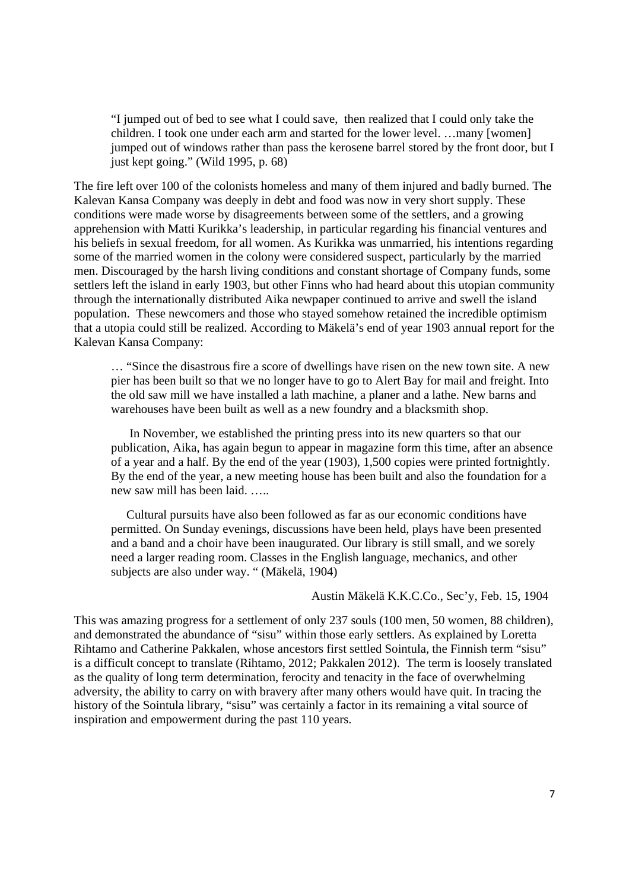> "I jumped out of bed to see what I could save, then realized that I could only take the children. I took one under each arm and started for the lower level. …many [women] jumped out of windows rather than pass the kerosene barrel stored by the front door, but I just kept going." (Wild 1995, p. 68)

The fire left over 100 of the colonists homeless and many of them injured and badly burned. The Kalevan Kansa Company was deeply in debt and food was now in very short supply. These conditions were made worse by disagreements between some of the settlers, and a growing apprehension with Matti Kurikka's leadership, in particular regarding his financial ventures and his beliefs in sexual freedom, for all women. As Kurikka was unmarried, his intentions regarding some of the married women in the colony were considered suspect, particularly by the married men. Discouraged by the harsh living conditions and constant shortage of Company funds, some settlers left the island in early 1903, but other Finns who had heard about this utopian community through the internationally distributed Aika newpaper continued to arrive and swell the island population. These newcomers and those who stayed somehow retained the incredible optimism that a utopia could still be realized. According to Mäkelä's end of year 1903 annual report for the Kalevan Kansa Company:

> … "Since the disastrous fire a score of dwellings have risen on the new town site. A new pier has been built so that we no longer have to go to Alert Bay for mail and freight. Into the old saw mill we have installed a lath machine, a planer and a lathe. New barns and warehouses have been built as well as a new foundry and a blacksmith shop.
>
> In November, we established the printing press into its new quarters so that our publication, Aika, has again begun to appear in magazine form this time, after an absence of a year and a half. By the end of the year (1903), 1,500 copies were printed fortnightly. By the end of the year, a new meeting house has been built and also the foundation for a new saw mill has been laid. …..
>
> Cultural pursuits have also been followed as far as our economic conditions have permitted. On Sunday evenings, discussions have been held, plays have been presented and a band and a choir have been inaugurated. Our library is still small, and we sorely need a larger reading room. Classes in the English language, mechanics, and other subjects are also under way. " (Mäkelä, 1904)
>
> Austin Mäkelä K.K.C.Co., Sec'y, Feb. 15, 1904

This was amazing progress for a settlement of only 237 souls (100 men, 50 women, 88 children), and demonstrated the abundance of "sisu" within those early settlers. As explained by Loretta Rihtamo and Catherine Pakkalen, whose ancestors first settled Sointula, the Finnish term "sisu" is a difficult concept to translate (Rihtamo, 2012; Pakkalen 2012). The term is loosely translated as the quality of long term determination, ferocity and tenacity in the face of overwhelming adversity, the ability to carry on with bravery after many others would have quit. In tracing the history of the Sointula library, "sisu" was certainly a factor in its remaining a vital source of inspiration and empowerment during the past 110 years.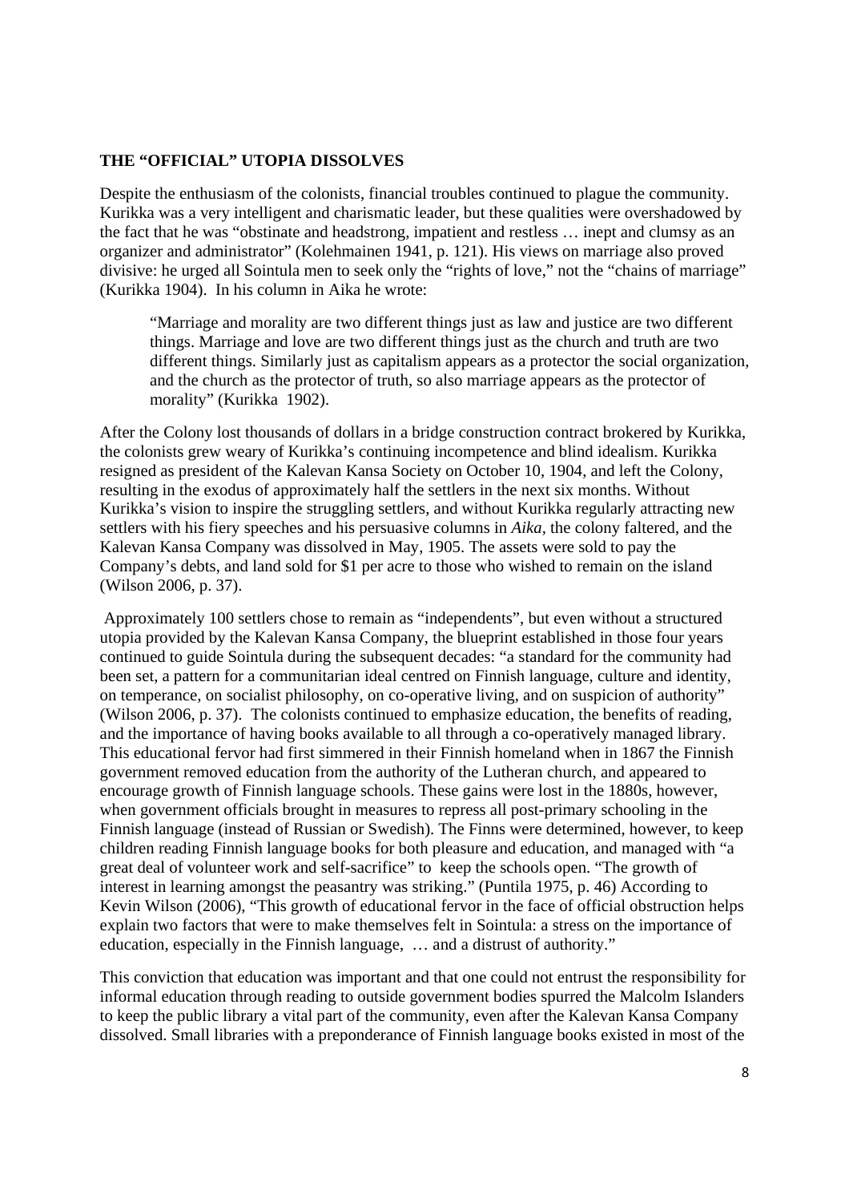**THE "OFFICIAL" UTOPIA DISSOLVES**

Despite the enthusiasm of the colonists, financial troubles continued to plague the community. Kurikka was a very intelligent and charismatic leader, but these qualities were overshadowed by the fact that he was "obstinate and headstrong, impatient and restless … inept and clumsy as an organizer and administrator" (Kolehmainen 1941, p. 121). His views on marriage also proved divisive: he urged all Sointula men to seek only the "rights of love," not the "chains of marriage" (Kurikka 1904). In his column in Aika he wrote:

> "Marriage and morality are two different things just as law and justice are two different things. Marriage and love are two different things just as the church and truth are two different things. Similarly just as capitalism appears as a protector the social organization, and the church as the protector of truth, so also marriage appears as the protector of morality" (Kurikka 1902).

After the Colony lost thousands of dollars in a bridge construction contract brokered by Kurikka, the colonists grew weary of Kurikka's continuing incompetence and blind idealism. Kurikka resigned as president of the Kalevan Kansa Society on October 10, 1904, and left the Colony, resulting in the exodus of approximately half the settlers in the next six months. Without Kurikka's vision to inspire the struggling settlers, and without Kurikka regularly attracting new settlers with his fiery speeches and his persuasive columns in *Aika*, the colony faltered, and the Kalevan Kansa Company was dissolved in May, 1905. The assets were sold to pay the Company's debts, and land sold for $1 per acre to those who wished to remain on the island (Wilson 2006, p. 37).

Approximately 100 settlers chose to remain as "independents", but even without a structured utopia provided by the Kalevan Kansa Company, the blueprint established in those four years continued to guide Sointula during the subsequent decades: "a standard for the community had been set, a pattern for a communitarian ideal centred on Finnish language, culture and identity, on temperance, on socialist philosophy, on co-operative living, and on suspicion of authority" (Wilson 2006, p. 37). The colonists continued to emphasize education, the benefits of reading, and the importance of having books available to all through a co-operatively managed library. This educational fervor had first simmered in their Finnish homeland when in 1867 the Finnish government removed education from the authority of the Lutheran church, and appeared to encourage growth of Finnish language schools. These gains were lost in the 1880s, however, when government officials brought in measures to repress all post-primary schooling in the Finnish language (instead of Russian or Swedish). The Finns were determined, however, to keep children reading Finnish language books for both pleasure and education, and managed with "a great deal of volunteer work and self-sacrifice" to keep the schools open. "The growth of interest in learning amongst the peasantry was striking." (Puntila 1975, p. 46) According to Kevin Wilson (2006), "This growth of educational fervor in the face of official obstruction helps explain two factors that were to make themselves felt in Sointula: a stress on the importance of education, especially in the Finnish language, … and a distrust of authority."

This conviction that education was important and that one could not entrust the responsibility for informal education through reading to outside government bodies spurred the Malcolm Islanders to keep the public library a vital part of the community, even after the Kalevan Kansa Company dissolved. Small libraries with a preponderance of Finnish language books existed in most of the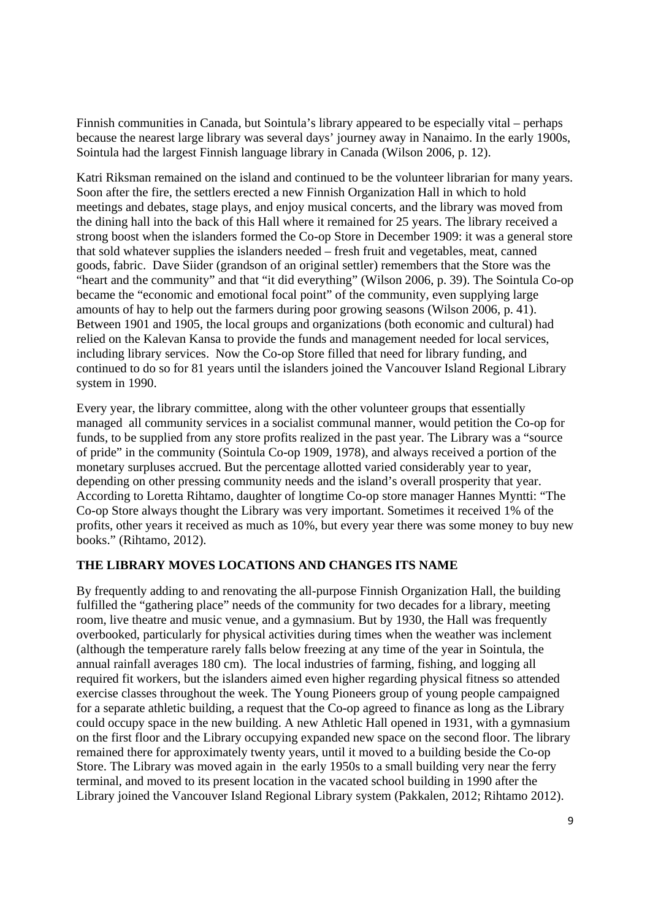Finnish communities in Canada, but Sointula's library appeared to be especially vital – perhaps because the nearest large library was several days' journey away in Nanaimo. In the early 1900s, Sointula had the largest Finnish language library in Canada (Wilson 2006, p. 12).

Katri Riksman remained on the island and continued to be the volunteer librarian for many years. Soon after the fire, the settlers erected a new Finnish Organization Hall in which to hold meetings and debates, stage plays, and enjoy musical concerts, and the library was moved from the dining hall into the back of this Hall where it remained for 25 years. The library received a strong boost when the islanders formed the Co-op Store in December 1909: it was a general store that sold whatever supplies the islanders needed – fresh fruit and vegetables, meat, canned goods, fabric. Dave Siider (grandson of an original settler) remembers that the Store was the "heart and the community" and that "it did everything" (Wilson 2006, p. 39). The Sointula Co-op became the "economic and emotional focal point" of the community, even supplying large amounts of hay to help out the farmers during poor growing seasons (Wilson 2006, p. 41). Between 1901 and 1905, the local groups and organizations (both economic and cultural) had relied on the Kalevan Kansa to provide the funds and management needed for local services, including library services. Now the Co-op Store filled that need for library funding, and continued to do so for 81 years until the islanders joined the Vancouver Island Regional Library system in 1990.

Every year, the library committee, along with the other volunteer groups that essentially managed all community services in a socialist communal manner, would petition the Co-op for funds, to be supplied from any store profits realized in the past year. The Library was a "source of pride" in the community (Sointula Co-op 1909, 1978), and always received a portion of the monetary surpluses accrued. But the percentage allotted varied considerably year to year, depending on other pressing community needs and the island's overall prosperity that year. According to Loretta Rihtamo, daughter of longtime Co-op store manager Hannes Myntti: "The Co-op Store always thought the Library was very important. Sometimes it received 1% of the profits, other years it received as much as 10%, but every year there was some money to buy new books." (Rihtamo, 2012).

## THE LIBRARY MOVES LOCATIONS AND CHANGES ITS NAME

By frequently adding to and renovating the all-purpose Finnish Organization Hall, the building fulfilled the "gathering place" needs of the community for two decades for a library, meeting room, live theatre and music venue, and a gymnasium. But by 1930, the Hall was frequently overbooked, particularly for physical activities during times when the weather was inclement (although the temperature rarely falls below freezing at any time of the year in Sointula, the annual rainfall averages 180 cm). The local industries of farming, fishing, and logging all required fit workers, but the islanders aimed even higher regarding physical fitness so attended exercise classes throughout the week. The Young Pioneers group of young people campaigned for a separate athletic building, a request that the Co-op agreed to finance as long as the Library could occupy space in the new building. A new Athletic Hall opened in 1931, with a gymnasium on the first floor and the Library occupying expanded new space on the second floor. The library remained there for approximately twenty years, until it moved to a building beside the Co-op Store. The Library was moved again in the early 1950s to a small building very near the ferry terminal, and moved to its present location in the vacated school building in 1990 after the Library joined the Vancouver Island Regional Library system (Pakkalen, 2012; Rihtamo 2012).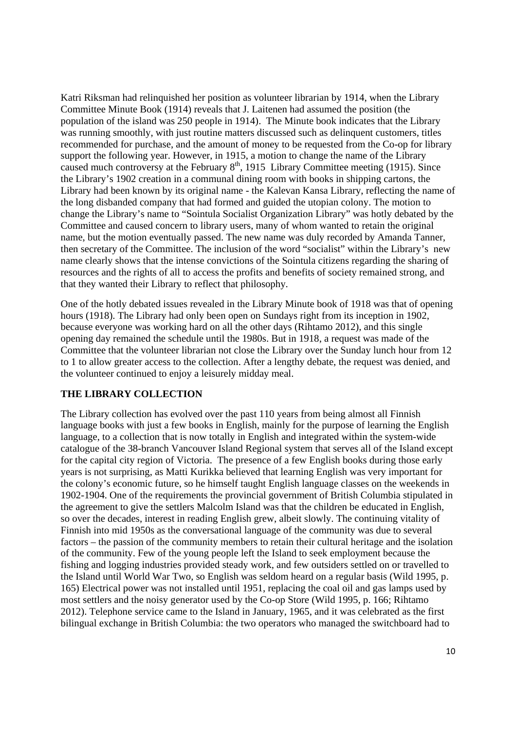Katri Riksman had relinquished her position as volunteer librarian by 1914, when the Library Committee Minute Book (1914) reveals that J. Laitenen had assumed the position (the population of the island was 250 people in 1914). The Minute book indicates that the Library was running smoothly, with just routine matters discussed such as delinquent customers, titles recommended for purchase, and the amount of money to be requested from the Co-op for library support the following year. However, in 1915, a motion to change the name of the Library caused much controversy at the February 8th, 1915 Library Committee meeting (1915). Since the Library's 1902 creation in a communal dining room with books in shipping cartons, the Library had been known by its original name - the Kalevan Kansa Library, reflecting the name of the long disbanded company that had formed and guided the utopian colony. The motion to change the Library's name to "Sointula Socialist Organization Library" was hotly debated by the Committee and caused concern to library users, many of whom wanted to retain the original name, but the motion eventually passed. The new name was duly recorded by Amanda Tanner, then secretary of the Committee. The inclusion of the word "socialist" within the Library's new name clearly shows that the intense convictions of the Sointula citizens regarding the sharing of resources and the rights of all to access the profits and benefits of society remained strong, and that they wanted their Library to reflect that philosophy.

One of the hotly debated issues revealed in the Library Minute book of 1918 was that of opening hours (1918). The Library had only been open on Sundays right from its inception in 1902, because everyone was working hard on all the other days (Rihtamo 2012), and this single opening day remained the schedule until the 1980s. But in 1918, a request was made of the Committee that the volunteer librarian not close the Library over the Sunday lunch hour from 12 to 1 to allow greater access to the collection. After a lengthy debate, the request was denied, and the volunteer continued to enjoy a leisurely midday meal.

## THE LIBRARY COLLECTION

The Library collection has evolved over the past 110 years from being almost all Finnish language books with just a few books in English, mainly for the purpose of learning the English language, to a collection that is now totally in English and integrated within the system-wide catalogue of the 38-branch Vancouver Island Regional system that serves all of the Island except for the capital city region of Victoria. The presence of a few English books during those early years is not surprising, as Matti Kurikka believed that learning English was very important for the colony's economic future, so he himself taught English language classes on the weekends in 1902-1904. One of the requirements the provincial government of British Columbia stipulated in the agreement to give the settlers Malcolm Island was that the children be educated in English, so over the decades, interest in reading English grew, albeit slowly. The continuing vitality of Finnish into mid 1950s as the conversational language of the community was due to several factors – the passion of the community members to retain their cultural heritage and the isolation of the community. Few of the young people left the Island to seek employment because the fishing and logging industries provided steady work, and few outsiders settled on or travelled to the Island until World War Two, so English was seldom heard on a regular basis (Wild 1995, p. 165) Electrical power was not installed until 1951, replacing the coal oil and gas lamps used by most settlers and the noisy generator used by the Co-op Store (Wild 1995, p. 166; Rihtamo 2012). Telephone service came to the Island in January, 1965, and it was celebrated as the first bilingual exchange in British Columbia: the two operators who managed the switchboard had to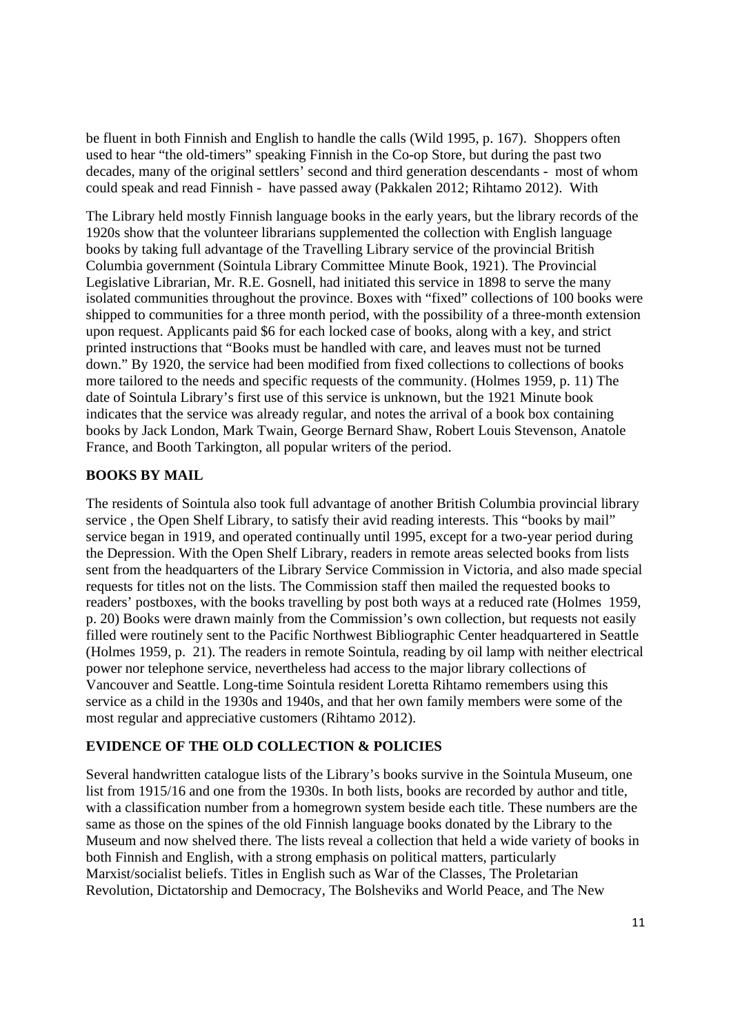be fluent in both Finnish and English to handle the calls (Wild 1995, p. 167). Shoppers often used to hear "the old-timers" speaking Finnish in the Co-op Store, but during the past two decades, many of the original settlers' second and third generation descendants - most of whom could speak and read Finnish - have passed away (Pakkalen 2012; Rihtamo 2012). With

The Library held mostly Finnish language books in the early years, but the library records of the 1920s show that the volunteer librarians supplemented the collection with English language books by taking full advantage of the Travelling Library service of the provincial British Columbia government (Sointula Library Committee Minute Book, 1921). The Provincial Legislative Librarian, Mr. R.E. Gosnell, had initiated this service in 1898 to serve the many isolated communities throughout the province. Boxes with "fixed" collections of 100 books were shipped to communities for a three month period, with the possibility of a three-month extension upon request. Applicants paid $6 for each locked case of books, along with a key, and strict printed instructions that "Books must be handled with care, and leaves must not be turned down." By 1920, the service had been modified from fixed collections to collections of books more tailored to the needs and specific requests of the community. (Holmes 1959, p. 11) The date of Sointula Library's first use of this service is unknown, but the 1921 Minute book indicates that the service was already regular, and notes the arrival of a book box containing books by Jack London, Mark Twain, George Bernard Shaw, Robert Louis Stevenson, Anatole France, and Booth Tarkington, all popular writers of the period.

## BOOKS BY MAIL

The residents of Sointula also took full advantage of another British Columbia provincial library service , the Open Shelf Library, to satisfy their avid reading interests. This "books by mail" service began in 1919, and operated continually until 1995, except for a two-year period during the Depression. With the Open Shelf Library, readers in remote areas selected books from lists sent from the headquarters of the Library Service Commission in Victoria, and also made special requests for titles not on the lists. The Commission staff then mailed the requested books to readers' postboxes, with the books travelling by post both ways at a reduced rate (Holmes 1959, p. 20) Books were drawn mainly from the Commission's own collection, but requests not easily filled were routinely sent to the Pacific Northwest Bibliographic Center headquartered in Seattle (Holmes 1959, p. 21). The readers in remote Sointula, reading by oil lamp with neither electrical power nor telephone service, nevertheless had access to the major library collections of Vancouver and Seattle. Long-time Sointula resident Loretta Rihtamo remembers using this service as a child in the 1930s and 1940s, and that her own family members were some of the most regular and appreciative customers (Rihtamo 2012).

## EVIDENCE OF THE OLD COLLECTION & POLICIES

Several handwritten catalogue lists of the Library's books survive in the Sointula Museum, one list from 1915/16 and one from the 1930s. In both lists, books are recorded by author and title, with a classification number from a homegrown system beside each title. These numbers are the same as those on the spines of the old Finnish language books donated by the Library to the Museum and now shelved there. The lists reveal a collection that held a wide variety of books in both Finnish and English, with a strong emphasis on political matters, particularly Marxist/socialist beliefs. Titles in English such as War of the Classes, The Proletarian Revolution, Dictatorship and Democracy, The Bolsheviks and World Peace, and The New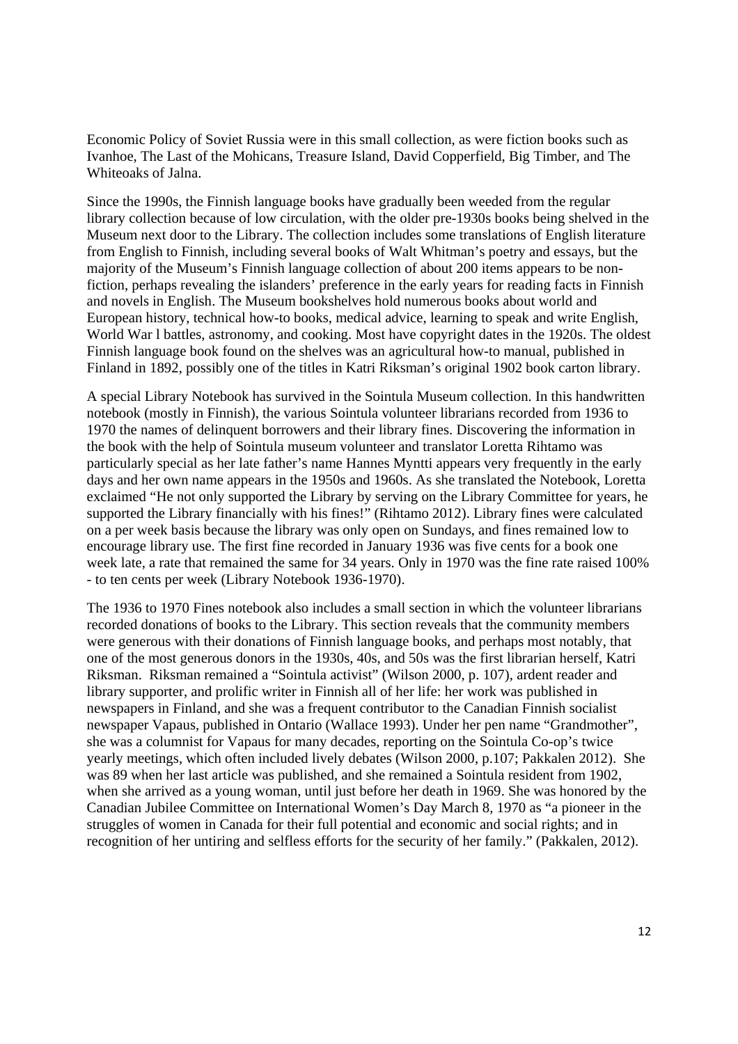Economic Policy of Soviet Russia were in this small collection, as were fiction books such as Ivanhoe, The Last of the Mohicans, Treasure Island, David Copperfield, Big Timber, and The Whiteoaks of Jalna.

Since the 1990s, the Finnish language books have gradually been weeded from the regular library collection because of low circulation, with the older pre-1930s books being shelved in the Museum next door to the Library. The collection includes some translations of English literature from English to Finnish, including several books of Walt Whitman's poetry and essays, but the majority of the Museum's Finnish language collection of about 200 items appears to be non-fiction, perhaps revealing the islanders' preference in the early years for reading facts in Finnish and novels in English. The Museum bookshelves hold numerous books about world and European history, technical how-to books, medical advice, learning to speak and write English, World War l battles, astronomy, and cooking. Most have copyright dates in the 1920s. The oldest Finnish language book found on the shelves was an agricultural how-to manual, published in Finland in 1892, possibly one of the titles in Katri Riksman's original 1902 book carton library.

A special Library Notebook has survived in the Sointula Museum collection. In this handwritten notebook (mostly in Finnish), the various Sointula volunteer librarians recorded from 1936 to 1970 the names of delinquent borrowers and their library fines. Discovering the information in the book with the help of Sointula museum volunteer and translator Loretta Rihtamo was particularly special as her late father's name Hannes Myntti appears very frequently in the early days and her own name appears in the 1950s and 1960s. As she translated the Notebook, Loretta exclaimed "He not only supported the Library by serving on the Library Committee for years, he supported the Library financially with his fines!" (Rihtamo 2012). Library fines were calculated on a per week basis because the library was only open on Sundays, and fines remained low to encourage library use. The first fine recorded in January 1936 was five cents for a book one week late, a rate that remained the same for 34 years. Only in 1970 was the fine rate raised 100% - to ten cents per week (Library Notebook 1936-1970).

The 1936 to 1970 Fines notebook also includes a small section in which the volunteer librarians recorded donations of books to the Library. This section reveals that the community members were generous with their donations of Finnish language books, and perhaps most notably, that one of the most generous donors in the 1930s, 40s, and 50s was the first librarian herself, Katri Riksman. Riksman remained a "Sointula activist" (Wilson 2000, p. 107), ardent reader and library supporter, and prolific writer in Finnish all of her life: her work was published in newspapers in Finland, and she was a frequent contributor to the Canadian Finnish socialist newspaper Vapaus, published in Ontario (Wallace 1993). Under her pen name "Grandmother", she was a columnist for Vapaus for many decades, reporting on the Sointula Co-op's twice yearly meetings, which often included lively debates (Wilson 2000, p.107; Pakkalen 2012). She was 89 when her last article was published, and she remained a Sointula resident from 1902, when she arrived as a young woman, until just before her death in 1969. She was honored by the Canadian Jubilee Committee on International Women's Day March 8, 1970 as "a pioneer in the struggles of women in Canada for their full potential and economic and social rights; and in recognition of her untiring and selfless efforts for the security of her family." (Pakkalen, 2012).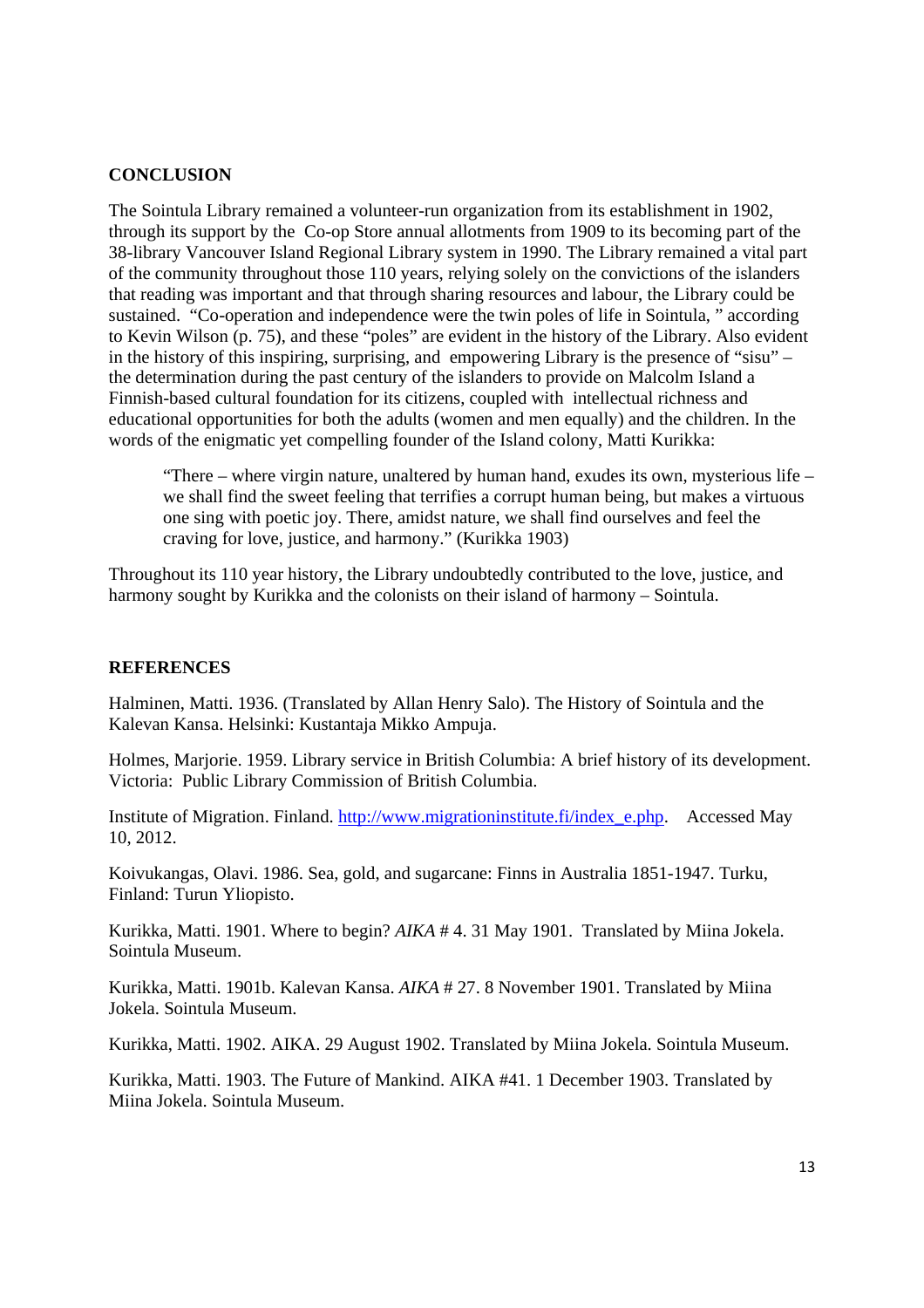## CONCLUSION

The Sointula Library remained a volunteer-run organization from its establishment in 1902, through its support by the Co-op Store annual allotments from 1909 to its becoming part of the 38-library Vancouver Island Regional Library system in 1990. The Library remained a vital part of the community throughout those 110 years, relying solely on the convictions of the islanders that reading was important and that through sharing resources and labour, the Library could be sustained. "Co-operation and independence were the twin poles of life in Sointula, " according to Kevin Wilson (p. 75), and these "poles" are evident in the history of the Library. Also evident in the history of this inspiring, surprising, and empowering Library is the presence of "sisu" – the determination during the past century of the islanders to provide on Malcolm Island a Finnish-based cultural foundation for its citizens, coupled with intellectual richness and educational opportunities for both the adults (women and men equally) and the children. In the words of the enigmatic yet compelling founder of the Island colony, Matti Kurikka:

> "There – where virgin nature, unaltered by human hand, exudes its own, mysterious life – we shall find the sweet feeling that terrifies a corrupt human being, but makes a virtuous one sing with poetic joy. There, amidst nature, we shall find ourselves and feel the craving for love, justice, and harmony." (Kurikka 1903)

Throughout its 110 year history, the Library undoubtedly contributed to the love, justice, and harmony sought by Kurikka and the colonists on their island of harmony – Sointula.

## REFERENCES

Halminen, Matti. 1936. (Translated by Allan Henry Salo). The History of Sointula and the Kalevan Kansa. Helsinki: Kustantaja Mikko Ampuja.

Holmes, Marjorie. 1959. Library service in British Columbia: A brief history of its development. Victoria: Public Library Commission of British Columbia.

Institute of Migration. Finland. http://www.migrationinstitute.fi/index_e.php. Accessed May 10, 2012.

Koivukangas, Olavi. 1986. Sea, gold, and sugarcane: Finns in Australia 1851-1947. Turku, Finland: Turun Yliopisto.

Kurikka, Matti. 1901. Where to begin? *AIKA* # 4. 31 May 1901. Translated by Miina Jokela. Sointula Museum.

Kurikka, Matti. 1901b. Kalevan Kansa. *AIKA* # 27. 8 November 1901. Translated by Miina Jokela. Sointula Museum.

Kurikka, Matti. 1902. AIKA. 29 August 1902. Translated by Miina Jokela. Sointula Museum.

Kurikka, Matti. 1903. The Future of Mankind. AIKA #41. 1 December 1903. Translated by Miina Jokela. Sointula Museum.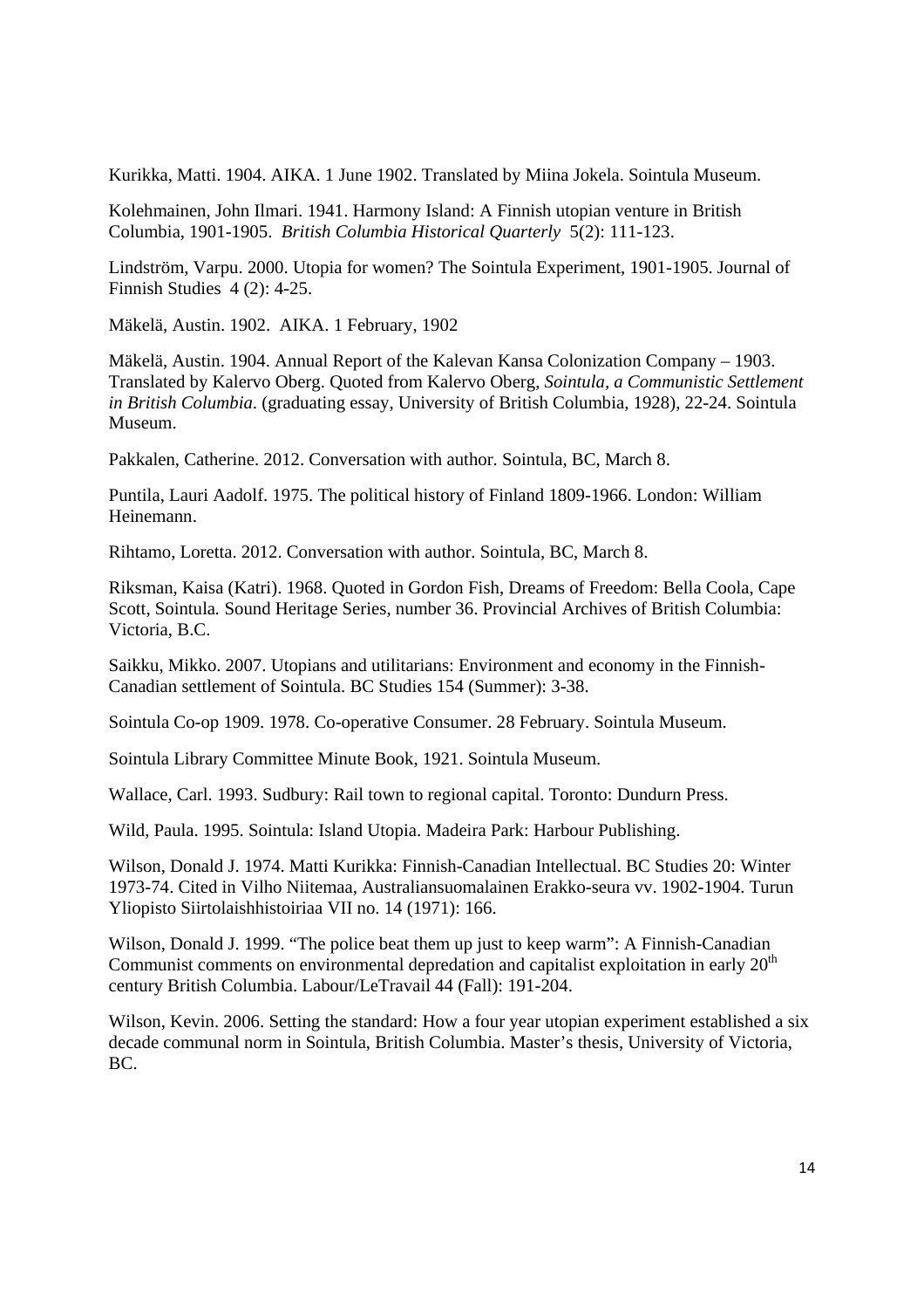Kurikka, Matti. 1904. AIKA. 1 June 1902. Translated by Miina Jokela. Sointula Museum.

Kolehmainen, John Ilmari. 1941. Harmony Island: A Finnish utopian venture in British Columbia, 1901-1905. *British Columbia Historical Quarterly* 5(2): 111-123.

Lindström, Varpu. 2000. Utopia for women? The Sointula Experiment, 1901-1905. Journal of Finnish Studies 4 (2): 4-25.

Mäkelä, Austin. 1902. AIKA. 1 February, 1902

Mäkelä, Austin. 1904. Annual Report of the Kalevan Kansa Colonization Company – 1903. Translated by Kalervo Oberg. Quoted from Kalervo Oberg, *Sointula, a Communistic Settlement in British Columbia*. (graduating essay, University of British Columbia, 1928), 22-24. Sointula Museum.

Pakkalen, Catherine. 2012. Conversation with author. Sointula, BC, March 8.

Puntila, Lauri Aadolf. 1975. The political history of Finland 1809-1966. London: William Heinemann.

Rihtamo, Loretta. 2012. Conversation with author. Sointula, BC, March 8.

Riksman, Kaisa (Katri). 1968. Quoted in Gordon Fish, Dreams of Freedom: Bella Coola, Cape Scott, Sointula. Sound Heritage Series, number 36. Provincial Archives of British Columbia: Victoria, B.C.

Saikku, Mikko. 2007. Utopians and utilitarians: Environment and economy in the Finnish-Canadian settlement of Sointula. BC Studies 154 (Summer): 3-38.

Sointula Co-op 1909. 1978. Co-operative Consumer. 28 February. Sointula Museum.

Sointula Library Committee Minute Book, 1921. Sointula Museum.

Wallace, Carl. 1993. Sudbury: Rail town to regional capital. Toronto: Dundurn Press.

Wild, Paula. 1995. Sointula: Island Utopia. Madeira Park: Harbour Publishing.

Wilson, Donald J. 1974. Matti Kurikka: Finnish-Canadian Intellectual. BC Studies 20: Winter 1973-74. Cited in Vilho Niitemaa, Australiansuomalainen Erakko-seura vv. 1902-1904. Turun Yliopisto Siirtolaishhistoiriaa VII no. 14 (1971): 166.

Wilson, Donald J. 1999. "The police beat them up just to keep warm": A Finnish-Canadian Communist comments on environmental depredation and capitalist exploitation in early 20th century British Columbia. Labour/LeTravail 44 (Fall): 191-204.

Wilson, Kevin. 2006. Setting the standard: How a four year utopian experiment established a six decade communal norm in Sointula, British Columbia. Master's thesis, University of Victoria, BC.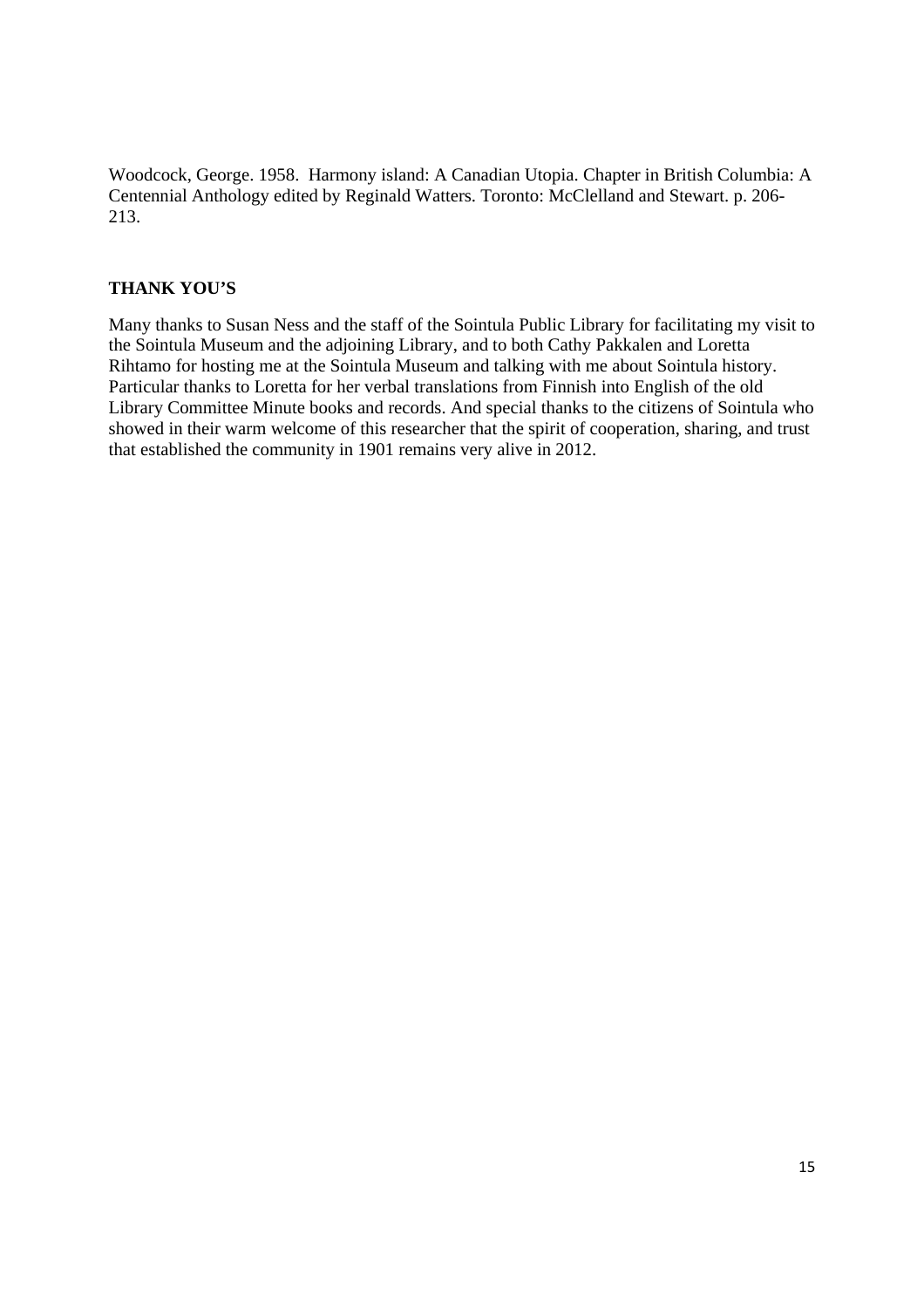Woodcock, George. 1958. Harmony island: A Canadian Utopia. Chapter in British Columbia: A Centennial Anthology edited by Reginald Watters. Toronto: McClelland and Stewart. p. 206-213.

## THANK YOU'S

Many thanks to Susan Ness and the staff of the Sointula Public Library for facilitating my visit to the Sointula Museum and the adjoining Library, and to both Cathy Pakkalen and Loretta Rihtamo for hosting me at the Sointula Museum and talking with me about Sointula history. Particular thanks to Loretta for her verbal translations from Finnish into English of the old Library Committee Minute books and records. And special thanks to the citizens of Sointula who showed in their warm welcome of this researcher that the spirit of cooperation, sharing, and trust that established the community in 1901 remains very alive in 2012.